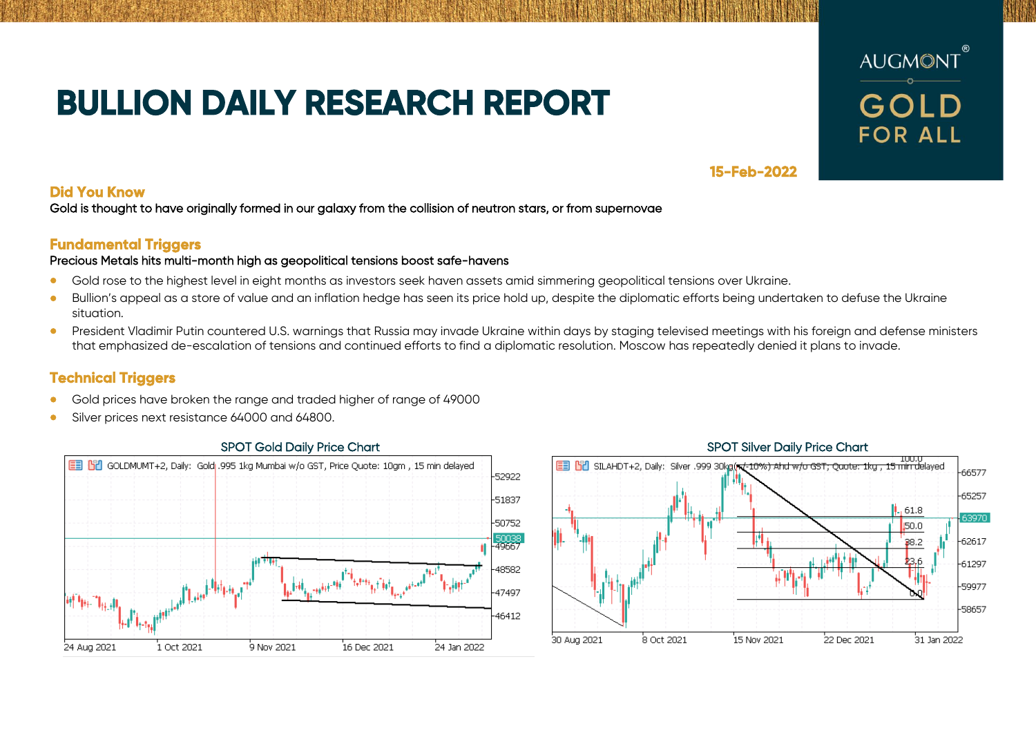# BULLION DAILY RESEARCH REPORT

AUGMONT® GOLD FOR ALL

**15-Feb-2022**

## Did You Know

Gold is thought to have originally formed in our galaxy from the collision of neutron stars, or from supernovae

## Fundamental Triggers

Precious Metals hits multi-month high as geopolitical tensions boost safe-havens

- Gold rose to the highest level in eight months as investors seek haven assets amid simmering geopolitical tensions over Ukraine.
- Bullion's appeal as a store of value and an inflation hedge has seen its price hold up, despite the diplomatic efforts being undertaken to defuse the Ukraine situation.
- President Vladimir Putin countered U.S. warnings that Russia may invade Ukraine within days by staging televised meetings with his foreign and defense ministers that emphasized de-escalation of tensions and continued efforts to find a diplomatic resolution. Moscow has repeatedly denied it plans to invade.

## Technical Triggers

- Gold prices have broken the range and traded higher of range of 49000
- Silver prices next resistance 64000 and 64800.

SPOT Gold Daily Price Chart

SPOT Silver Daily Price Chart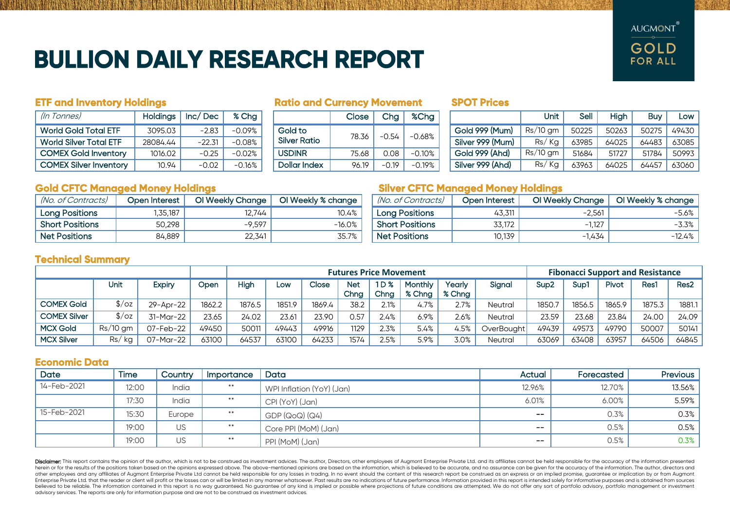# BULLION DAILY RESEARCH REPORT

AUGMONT GOLD FOR ALL

## ETF and Inventory Holdings

| *(In Tonnes)* | Holdings | Inc/ Dec | % Chg |
|---|---|---|---|
| World Gold Total ETF | 3095.03 | -2.83 | -0.09% |
| World Silver Total ETF | 28084.44 | -22.31 | -0.08% |
| COMEX Gold Inventory | 1016.02 | -0.25 | -0.02% |
| COMEX Silver Inventory | 10.94 | -0.02 | -0.16% |

## Ratio and Currency Movement

| | Close | Chg | %Chg |
|---|---|---|---|
| Gold to Silver Ratio | 78.36 | -0.54 | -0.68% |
| USDINR | 75.68 | 0.08 | -0.10% |
| Dollar Index | 96.19 | -0.19 | -0.19% |

## SPOT Prices

| | Unit | Sell | High | Buy | Low |
|---|---|---|---|---|---|
| Gold 999 (Mum) | Rs/10 gm | 50225 | 50263 | 50275 | 49430 |
| Silver 999 (Mum) | Rs/ Kg | 63985 | 64025 | 64483 | 63085 |
| Gold 999 (Ahd) | Rs/10 gm | 51684 | 51727 | 51784 | 50993 |
| Silver 999 (Ahd) | Rs/ Kg | 63963 | 64025 | 64457 | 63060 |

## Gold CFTC Managed Money Holdings

| *(No. of Contracts)* | Open Interest | OI Weekly Change | OI Weekly % change |
|---|---|---|---|
| Long Positions | 1,35,187 | 12,744 | 10.4% |
| Short Positions | 50,298 | -9,597 | -16.0% |
| Net Positions | 84,889 | 22,341 | 35.7% |

## Silver CFTC Managed Money Holdings

| *(No. of Contracts)* | Open Interest | OI Weekly Change | OI Weekly % change |
|---|---|---|---|
| Long Positions | 43,311 | -2,561 | -5.6% |
| Short Positions | 33,172 | -1,127 | -3.3% |
| Net Positions | 10,139 | -1,434 | -12.4% |

## Technical Summary

| | | | | Futures Price Movement | | | | | | | | Fibonacci Support and Resistance | | | | |
|---|---|---|---|---|---|---|---|---|---|---|---|---|---|---|---|---|
| | Unit | Expiry | Open | High | Low | Close | Net Chng | 1 D % Chng | Monthly % Chng | Yearly % Chng | Signal | Sup2 | Sup1 | Pivot | Res1 | Res2 |
| COMEX Gold | $/oz | 29-Apr-22 | 1862.2 | 1876.5 | 1851.9 | 1869.4 | 38.2 | 2.1% | 4.7% | 2.7% | Neutral | 1850.7 | 1856.5 | 1865.9 | 1875.3 | 1881.1 |
| COMEX Silver | $/oz | 31-Mar-22 | 23.65 | 24.02 | 23.61 | 23.90 | 0.57 | 2.4% | 6.9% | 2.6% | Neutral | 23.59 | 23.68 | 23.84 | 24.00 | 24.09 |
| MCX Gold | Rs/10 gm | 07-Feb-22 | 49450 | 50011 | 49443 | 49916 | 1129 | 2.3% | 5.4% | 4.5% | OverBought | 49439 | 49573 | 49790 | 50007 | 50141 |
| MCX Silver | Rs/ kg | 07-Mar-22 | 63100 | 64537 | 63100 | 64233 | 1574 | 2.5% | 5.9% | 3.0% | Neutral | 63069 | 63408 | 63957 | 64506 | 64845 |

## Economic Data

| Date | Time | Country | Importance | Data | Actual | Forecasted | Previous |
|---|---|---|---|---|---|---|---|
| 14-Feb-2021 | 12:00 | India | ** | WPI Inflation (YoY) (Jan) | 12.96% | 12.70% | 13.56% |
| | 17:30 | India | ** | CPI (YoY) (Jan) | 6.01% | 6.00% | 5.59% |
| 15-Feb-2021 | 15:30 | Europe | ** | GDP (QoQ) (Q4) | -- | 0.3% | 0.3% |
| | 19:00 | US | ** | Core PPI (MoM) (Jan) | -- | 0.5% | 0.5% |
| | 19:00 | US | ** | PPI (MoM) (Jan) | -- | 0.5% | 0.3% |

**Disclaimer:** This report contains the opinion of the author, which is not to be construed as investment advices. The author, Directors, other employees of Augmont Enterprise Private Ltd. and its affiliates cannot be held responsible for the accuracy of the information presented herein or for the results of the positions taken based on the opinions expressed above. The above-mentioned opinions are based on the information, which is believed to be accurate, and no assurance can be given for the accuracy of the information. The author, directors and other employees and any affiliates of Augmont Enterprise Private Ltd cannot be held responsible for any losses in trading. In no event should the content of this research report be construed as an express or an implied promise, guarantee or implication by or from Augmont Enterprise Private Ltd. that the reader or client will profit or the losses can or will be limited in any manner whatsoever. Past results are no indications of future performance. Information provided in this report is intended solely for informative purposes and is obtained from sources believed to be reliable. The information contained in this report is no way guaranteed. No guarantee of any kind is implied or possible where projections of future conditions are attempted. We do not offer any sort of portfolio advisory, portfolio management or investment advisory services. The reports are only for information purpose and are not to be construed as investment advices.